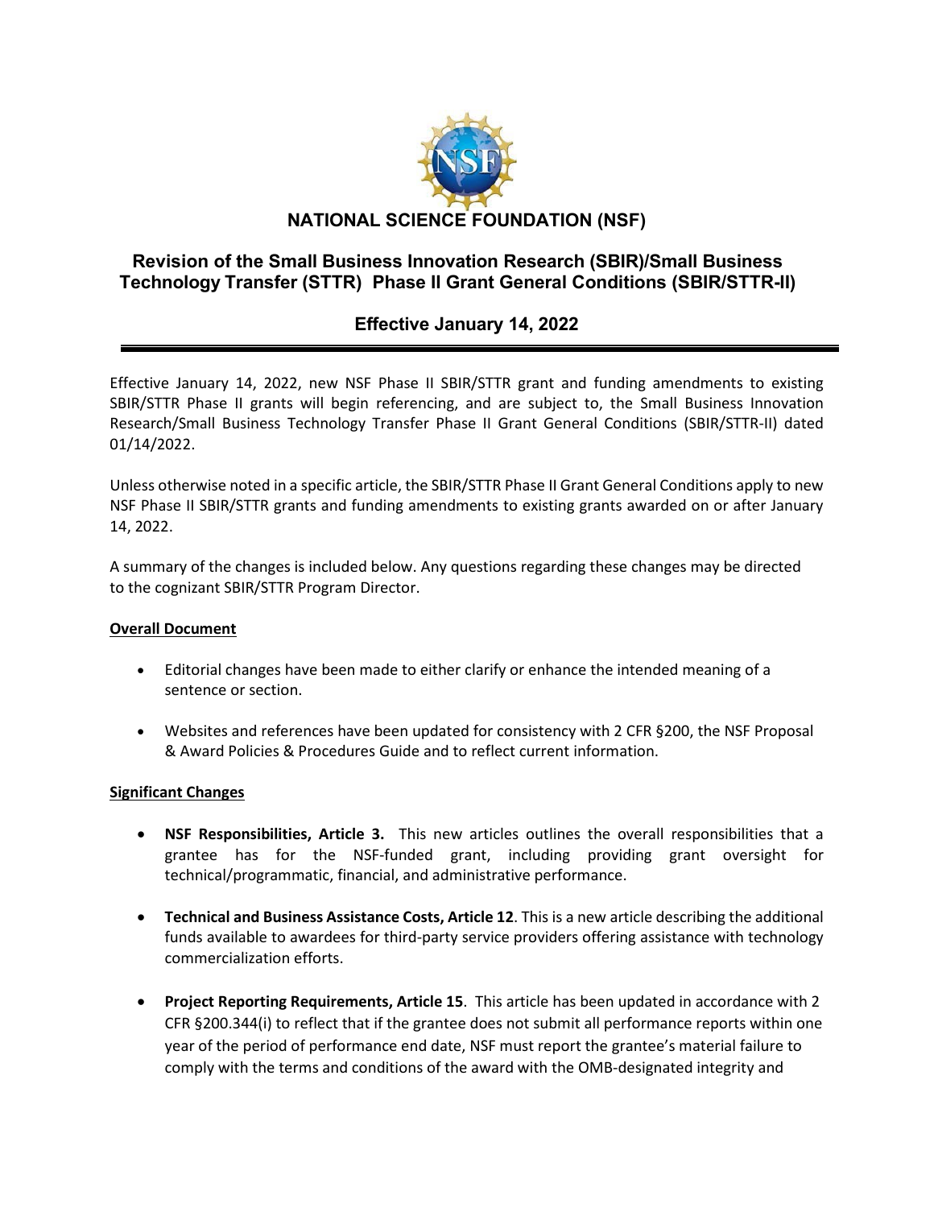# NATIONAL SCIENCE FOUNDATION (NSF)

## Revision of the Small Business Innovation Research (SBIR)/Small Business Technology Transfer (STTR) Phase II Grant General Conditions (SBIR/STTR-II)

### Effective January 14, 2022

Effective January 14, 2022, new NSF Phase II SBIR/STTR grant and funding amendments to existing SBIR/STTR Phase II grants will begin referencing, and are subject to, the Small Business Innovation Research/Small Business Technology Transfer Phase II Grant General Conditions (SBIR/STTR-II) dated 01/14/2022.

Unless otherwise noted in a specific article, the SBIR/STTR Phase II Grant General Conditions apply to new NSF Phase II SBIR/STTR grants and funding amendments to existing grants awarded on or after January 14, 2022.

A summary of the changes is included below. Any questions regarding these changes may be directed to the cognizant SBIR/STTR Program Director.

**Overall Document**

- Editorial changes have been made to either clarify or enhance the intended meaning of a sentence or section.
- Websites and references have been updated for consistency with 2 CFR §200, the NSF Proposal & Award Policies & Procedures Guide and to reflect current information.

**Significant Changes**

- **NSF Responsibilities, Article 3.** This new articles outlines the overall responsibilities that a grantee has for the NSF-funded grant, including providing grant oversight for technical/programmatic, financial, and administrative performance.
- **Technical and Business Assistance Costs, Article 12**. This is a new article describing the additional funds available to awardees for third-party service providers offering assistance with technology commercialization efforts.
- **Project Reporting Requirements, Article 15**. This article has been updated in accordance with 2 CFR §200.344(i) to reflect that if the grantee does not submit all performance reports within one year of the period of performance end date, NSF must report the grantee's material failure to comply with the terms and conditions of the award with the OMB-designated integrity and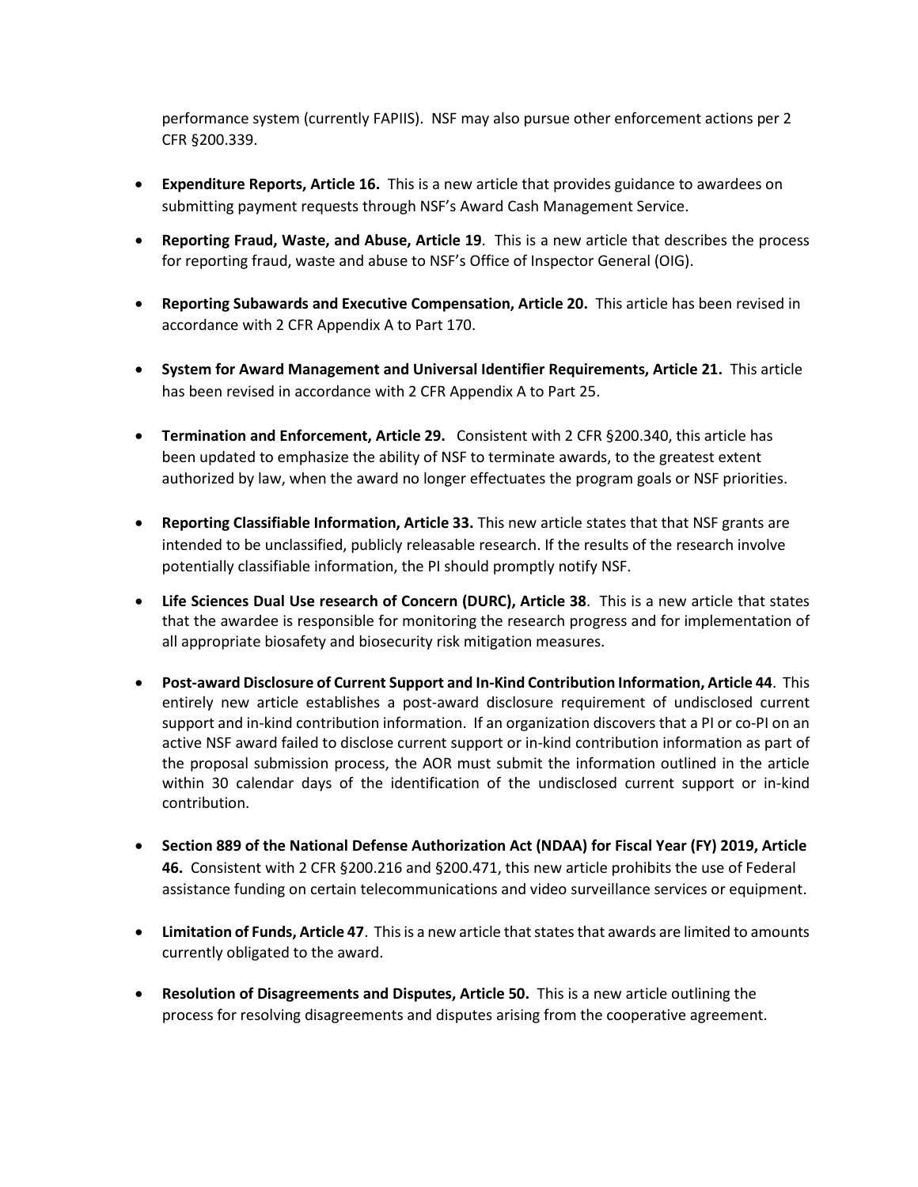performance system (currently FAPIIS). NSF may also pursue other enforcement actions per 2 CFR §200.339.

- **Expenditure Reports, Article 16.** This is a new article that provides guidance to awardees on submitting payment requests through NSF's Award Cash Management Service.
- **Reporting Fraud, Waste, and Abuse, Article 19**. This is a new article that describes the process for reporting fraud, waste and abuse to NSF's Office of Inspector General (OIG).
- **Reporting Subawards and Executive Compensation, Article 20.** This article has been revised in accordance with 2 CFR Appendix A to Part 170.
- **System for Award Management and Universal Identifier Requirements, Article 21.** This article has been revised in accordance with 2 CFR Appendix A to Part 25.
- **Termination and Enforcement, Article 29.** Consistent with 2 CFR §200.340, this article has been updated to emphasize the ability of NSF to terminate awards, to the greatest extent authorized by law, when the award no longer effectuates the program goals or NSF priorities.
- **Reporting Classifiable Information, Article 33.** This new article states that that NSF grants are intended to be unclassified, publicly releasable research. If the results of the research involve potentially classifiable information, the PI should promptly notify NSF.
- **Life Sciences Dual Use research of Concern (DURC), Article 38**. This is a new article that states that the awardee is responsible for monitoring the research progress and for implementation of all appropriate biosafety and biosecurity risk mitigation measures.
- **Post-award Disclosure of Current Support and In-Kind Contribution Information, Article 44**. This entirely new article establishes a post-award disclosure requirement of undisclosed current support and in-kind contribution information. If an organization discovers that a PI or co-PI on an active NSF award failed to disclose current support or in-kind contribution information as part of the proposal submission process, the AOR must submit the information outlined in the article within 30 calendar days of the identification of the undisclosed current support or in-kind contribution.
- **Section 889 of the National Defense Authorization Act (NDAA) for Fiscal Year (FY) 2019, Article 46.** Consistent with 2 CFR §200.216 and §200.471, this new article prohibits the use of Federal assistance funding on certain telecommunications and video surveillance services or equipment.
- **Limitation of Funds, Article 47**. This is a new article that states that awards are limited to amounts currently obligated to the award.
- **Resolution of Disagreements and Disputes, Article 50.** This is a new article outlining the process for resolving disagreements and disputes arising from the cooperative agreement.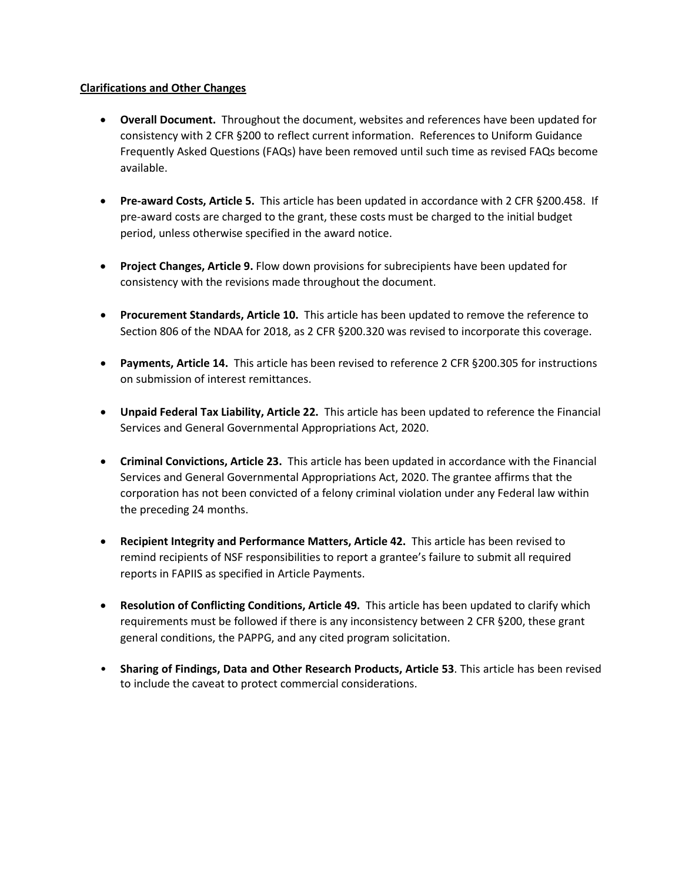**Clarifications and Other Changes**

- **Overall Document.** Throughout the document, websites and references have been updated for consistency with 2 CFR §200 to reflect current information. References to Uniform Guidance Frequently Asked Questions (FAQs) have been removed until such time as revised FAQs become available.

- **Pre-award Costs, Article 5.** This article has been updated in accordance with 2 CFR §200.458. If pre-award costs are charged to the grant, these costs must be charged to the initial budget period, unless otherwise specified in the award notice.

- **Project Changes, Article 9.** Flow down provisions for subrecipients have been updated for consistency with the revisions made throughout the document.

- **Procurement Standards, Article 10.** This article has been updated to remove the reference to Section 806 of the NDAA for 2018, as 2 CFR §200.320 was revised to incorporate this coverage.

- **Payments, Article 14.** This article has been revised to reference 2 CFR §200.305 for instructions on submission of interest remittances.

- **Unpaid Federal Tax Liability, Article 22.** This article has been updated to reference the Financial Services and General Governmental Appropriations Act, 2020.

- **Criminal Convictions, Article 23.** This article has been updated in accordance with the Financial Services and General Governmental Appropriations Act, 2020. The grantee affirms that the corporation has not been convicted of a felony criminal violation under any Federal law within the preceding 24 months.

- **Recipient Integrity and Performance Matters, Article 42.** This article has been revised to remind recipients of NSF responsibilities to report a grantee's failure to submit all required reports in FAPIIS as specified in Article Payments.

- **Resolution of Conflicting Conditions, Article 49.** This article has been updated to clarify which requirements must be followed if there is any inconsistency between 2 CFR §200, these grant general conditions, the PAPPG, and any cited program solicitation.

- **Sharing of Findings, Data and Other Research Products, Article 53**. This article has been revised to include the caveat to protect commercial considerations.